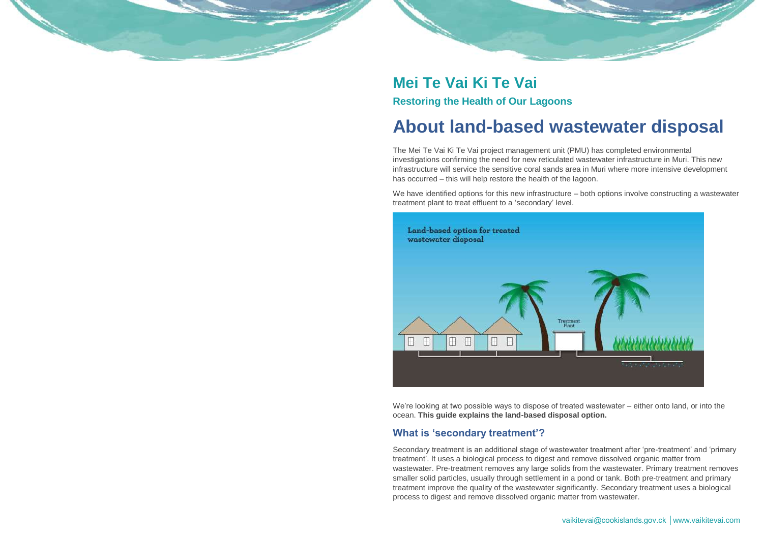# Mei Te Vai Ki Te Vai

## Restoring the Health of Our Lagoons

# About land-based wastewater disposal

The Mei Te Vai Ki Te Vai project management unit (PMU) has completed environmental investigations confirming the need for new reticulated wastewater infrastructure in Muri. This new infrastructure will service the sensitive coral sands area in Muri where more intensive development has occurred – this will help restore the health of the lagoon.

We have identified options for this new infrastructure – both options involve constructing a wastewater treatment plant to treat effluent to a 'secondary' level.

We're looking at two possible ways to dispose of treated wastewater – either onto land, or into the ocean. **This guide explains the land-based disposal option.**

### What is 'secondary treatment'?

Secondary treatment is an additional stage of wastewater treatment after 'pre-treatment' and 'primary treatment'. It uses a biological process to digest and remove dissolved organic matter from wastewater. Pre-treatment removes any large solids from the wastewater. Primary treatment removes smaller solid particles, usually through settlement in a pond or tank. Both pre-treatment and primary treatment improve the quality of the wastewater significantly. Secondary treatment uses a biological process to digest and remove dissolved organic matter from wastewater.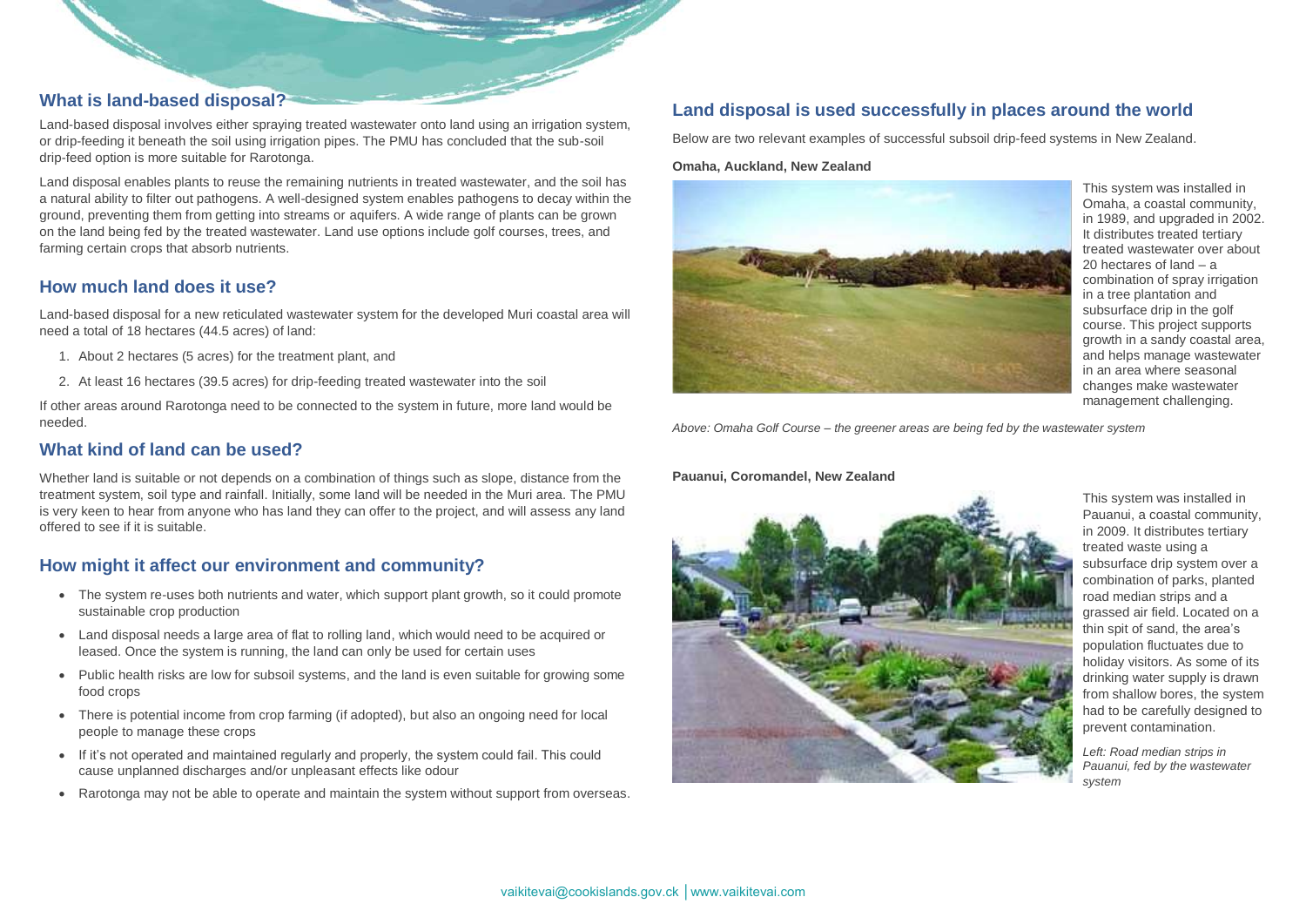## What is land-based disposal?

Land-based disposal involves either spraying treated wastewater onto land using an irrigation system, or drip-feeding it beneath the soil using irrigation pipes. The PMU has concluded that the sub-soil drip-feed option is more suitable for Rarotonga.

Land disposal enables plants to reuse the remaining nutrients in treated wastewater, and the soil has a natural ability to filter out pathogens. A well-designed system enables pathogens to decay within the ground, preventing them from getting into streams or aquifers. A wide range of plants can be grown on the land being fed by the treated wastewater. Land use options include golf courses, trees, and farming certain crops that absorb nutrients.

## How much land does it use?

Land-based disposal for a new reticulated wastewater system for the developed Muri coastal area will need a total of 18 hectares (44.5 acres) of land:

1. About 2 hectares (5 acres) for the treatment plant, and
2. At least 16 hectares (39.5 acres) for drip-feeding treated wastewater into the soil

If other areas around Rarotonga need to be connected to the system in future, more land would be needed.

## What kind of land can be used?

Whether land is suitable or not depends on a combination of things such as slope, distance from the treatment system, soil type and rainfall. Initially, some land will be needed in the Muri area. The PMU is very keen to hear from anyone who has land they can offer to the project, and will assess any land offered to see if it is suitable.

## How might it affect our environment and community?

- The system re-uses both nutrients and water, which support plant growth, so it could promote sustainable crop production
- Land disposal needs a large area of flat to rolling land, which would need to be acquired or leased. Once the system is running, the land can only be used for certain uses
- Public health risks are low for subsoil systems, and the land is even suitable for growing some food crops
- There is potential income from crop farming (if adopted), but also an ongoing need for local people to manage these crops
- If it's not operated and maintained regularly and properly, the system could fail. This could cause unplanned discharges and/or unpleasant effects like odour
- Rarotonga may not be able to operate and maintain the system without support from overseas.

## Land disposal is used successfully in places around the world

Below are two relevant examples of successful subsoil drip-feed systems in New Zealand.

**Omaha, Auckland, New Zealand**

This system was installed in Omaha, a coastal community, in 1989, and upgraded in 2002. It distributes treated tertiary treated wastewater over about 20 hectares of land – a combination of spray irrigation in a tree plantation and subsurface drip in the golf course. This project supports growth in a sandy coastal area, and helps manage wastewater in an area where seasonal changes make wastewater management challenging.

*Above: Omaha Golf Course – the greener areas are being fed by the wastewater system*

**Pauanui, Coromandel, New Zealand**

This system was installed in Pauanui, a coastal community, in 2009. It distributes tertiary treated waste using a subsurface drip system over a combination of parks, planted road median strips and a grassed air field. Located on a thin spit of sand, the area's population fluctuates due to holiday visitors. As some of its drinking water supply is drawn from shallow bores, the system had to be carefully designed to prevent contamination.

*Left: Road median strips in Pauanui, fed by the wastewater system*

vaikitevai@cookislands.gov.ck | www.vaikitevai.com